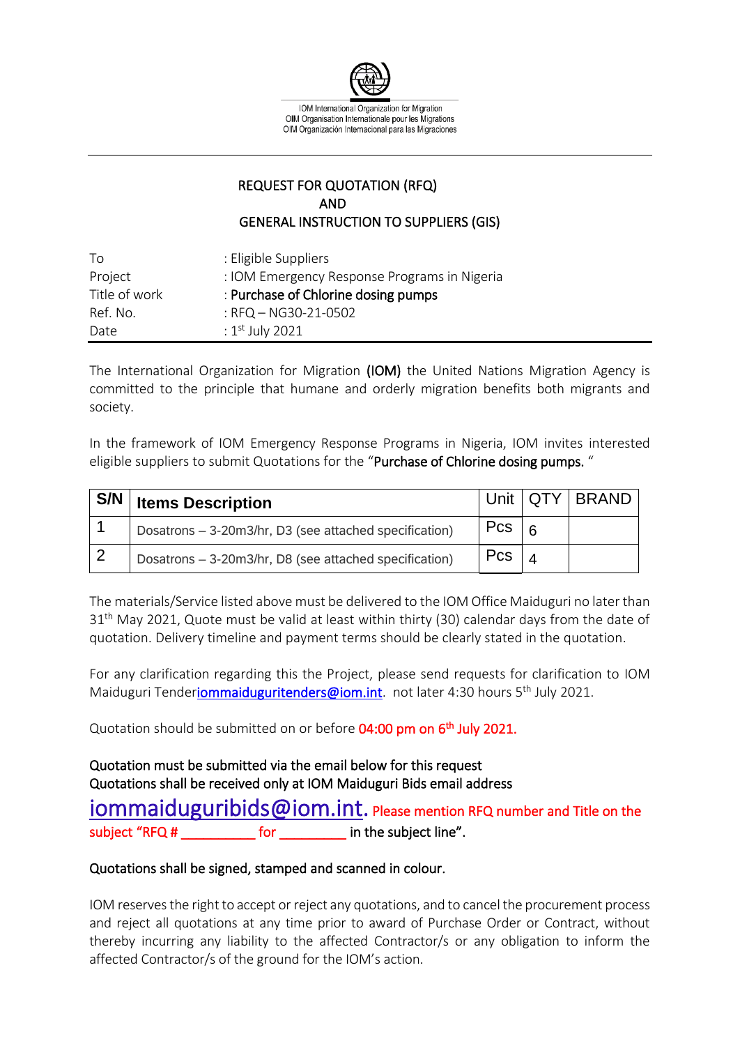IOM International Organization for Migration
OIM Organisation Internationale pour les Migrations
OIM Organización Internacional para las Migraciones

## REQUEST FOR QUOTATION (RFQ)
## AND
## GENERAL INSTRUCTION TO SUPPLIERS (GIS)

| | |
|---|---|
| To | : Eligible Suppliers |
| Project | : IOM Emergency Response Programs in Nigeria |
| Title of work | : **Purchase of Chlorine dosing pumps** |
| Ref. No. | : RFQ – NG30-21-0502 |
| Date | : 1st July 2021 |

The International Organization for Migration **(IOM)** the United Nations Migration Agency is committed to the principle that humane and orderly migration benefits both migrants and society.

In the framework of IOM Emergency Response Programs in Nigeria, IOM invites interested eligible suppliers to submit Quotations for the "**Purchase of Chlorine dosing pumps.** "

| S/N | Items Description | Unit | QTY | BRAND |
|---|---|---|---|---|
| 1 | Dosatrons – 3-20m3/hr, D3 (see attached specification) | Pcs | 6 | |
| 2 | Dosatrons – 3-20m3/hr, D8 (see attached specification) | Pcs | 4 | |

The materials/Service listed above must be delivered to the IOM Office Maiduguri no later than 31th May 2021, Quote must be valid at least within thirty (30) calendar days from the date of quotation. Delivery timeline and payment terms should be clearly stated in the quotation.

For any clarification regarding this the Project, please send requests for clarification to IOM Maiduguri Tender iommaiduguritenders@iom.int. not later 4:30 hours 5th July 2021.

Quotation should be submitted on or before **04:00 pm on 6th July 2021.**

**Quotation must be submitted via the email below for this request**
**Quotations shall be received only at IOM Maiduguri Bids email address**

**iommaiduguribids@iom.int. Please mention RFQ number and Title on the subject "RFQ # __________ for _________ in the subject line".**

**Quotations shall be signed, stamped and scanned in colour.**

IOM reserves the right to accept or reject any quotations, and to cancel the procurement process and reject all quotations at any time prior to award of Purchase Order or Contract, without thereby incurring any liability to the affected Contractor/s or any obligation to inform the affected Contractor/s of the ground for the IOM's action.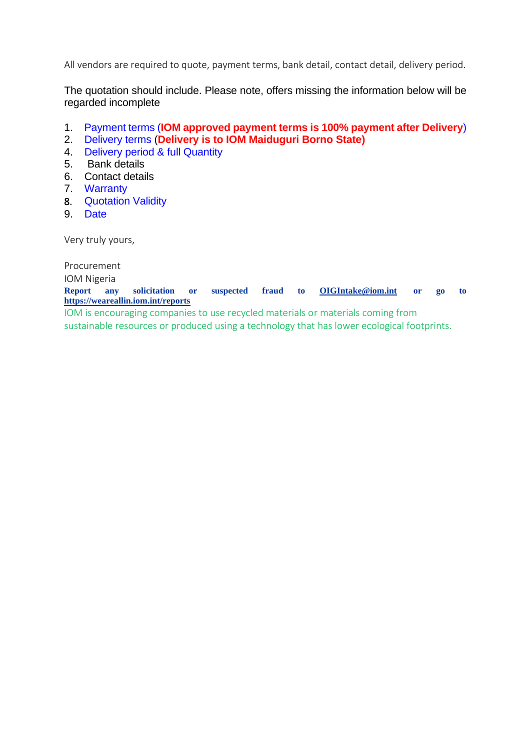All vendors are required to quote, payment terms, bank detail, contact detail, delivery period.

The quotation should include. Please note, offers missing the information below will be regarded incomplete

1. Payment terms (**IOM approved payment terms is 100% payment after Delivery**)
2. Delivery terms (**Delivery is to IOM Maiduguri Borno State)**
4. Delivery period & full Quantity
5. Bank details
6. Contact details
7. Warranty
8. Quotation Validity
9. Date

Very truly yours,

Procurement
IOM Nigeria
**Report any solicitation or suspected fraud to OIGIntake@iom.int or go to https://weareallin.iom.int/reports**
IOM is encouraging companies to use recycled materials or materials coming from sustainable resources or produced using a technology that has lower ecological footprints.